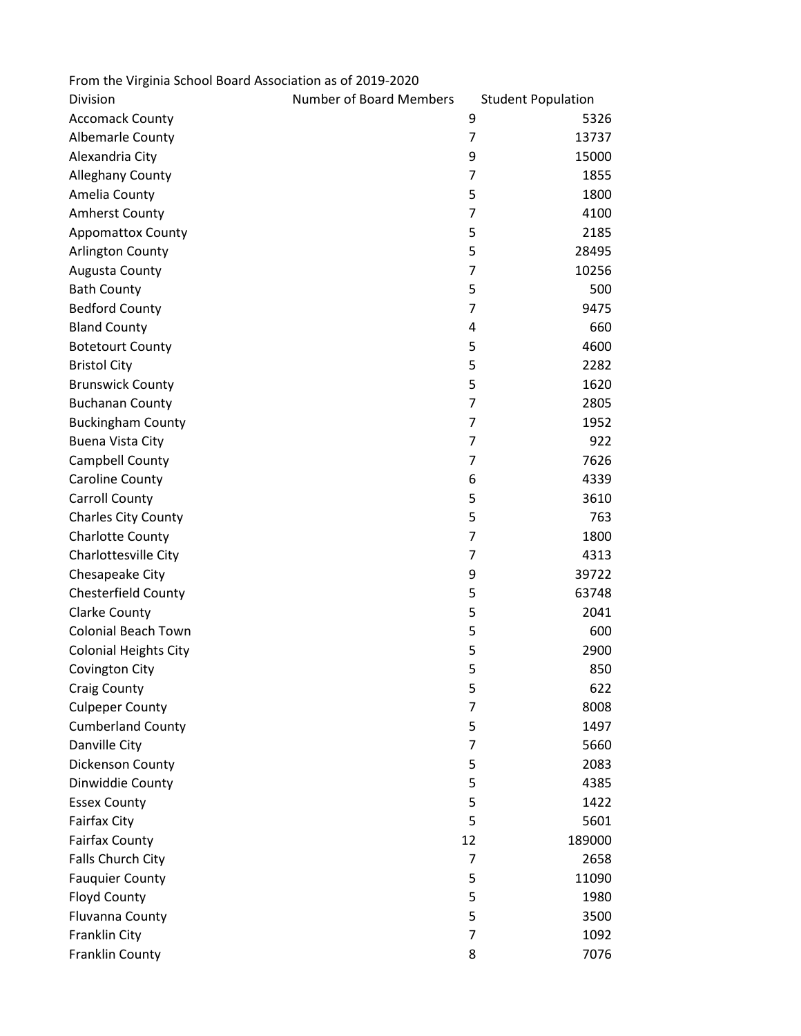From the Virginia School Board Association as of 2019-2020

| Division | Number of Board Members | Student Population |
|---|---|---|
| Accomack County | 9 | 5326 |
| Albemarle County | 7 | 13737 |
| Alexandria City | 9 | 15000 |
| Alleghany County | 7 | 1855 |
| Amelia County | 5 | 1800 |
| Amherst County | 7 | 4100 |
| Appomattox County | 5 | 2185 |
| Arlington County | 5 | 28495 |
| Augusta County | 7 | 10256 |
| Bath County | 5 | 500 |
| Bedford County | 7 | 9475 |
| Bland County | 4 | 660 |
| Botetourt County | 5 | 4600 |
| Bristol City | 5 | 2282 |
| Brunswick County | 5 | 1620 |
| Buchanan County | 7 | 2805 |
| Buckingham County | 7 | 1952 |
| Buena Vista City | 7 | 922 |
| Campbell County | 7 | 7626 |
| Caroline County | 6 | 4339 |
| Carroll County | 5 | 3610 |
| Charles City County | 5 | 763 |
| Charlotte County | 7 | 1800 |
| Charlottesville City | 7 | 4313 |
| Chesapeake City | 9 | 39722 |
| Chesterfield County | 5 | 63748 |
| Clarke County | 5 | 2041 |
| Colonial Beach Town | 5 | 600 |
| Colonial Heights City | 5 | 2900 |
| Covington City | 5 | 850 |
| Craig County | 5 | 622 |
| Culpeper County | 7 | 8008 |
| Cumberland County | 5 | 1497 |
| Danville City | 7 | 5660 |
| Dickenson County | 5 | 2083 |
| Dinwiddie County | 5 | 4385 |
| Essex County | 5 | 1422 |
| Fairfax City | 5 | 5601 |
| Fairfax County | 12 | 189000 |
| Falls Church City | 7 | 2658 |
| Fauquier County | 5 | 11090 |
| Floyd County | 5 | 1980 |
| Fluvanna County | 5 | 3500 |
| Franklin City | 7 | 1092 |
| Franklin County | 8 | 7076 |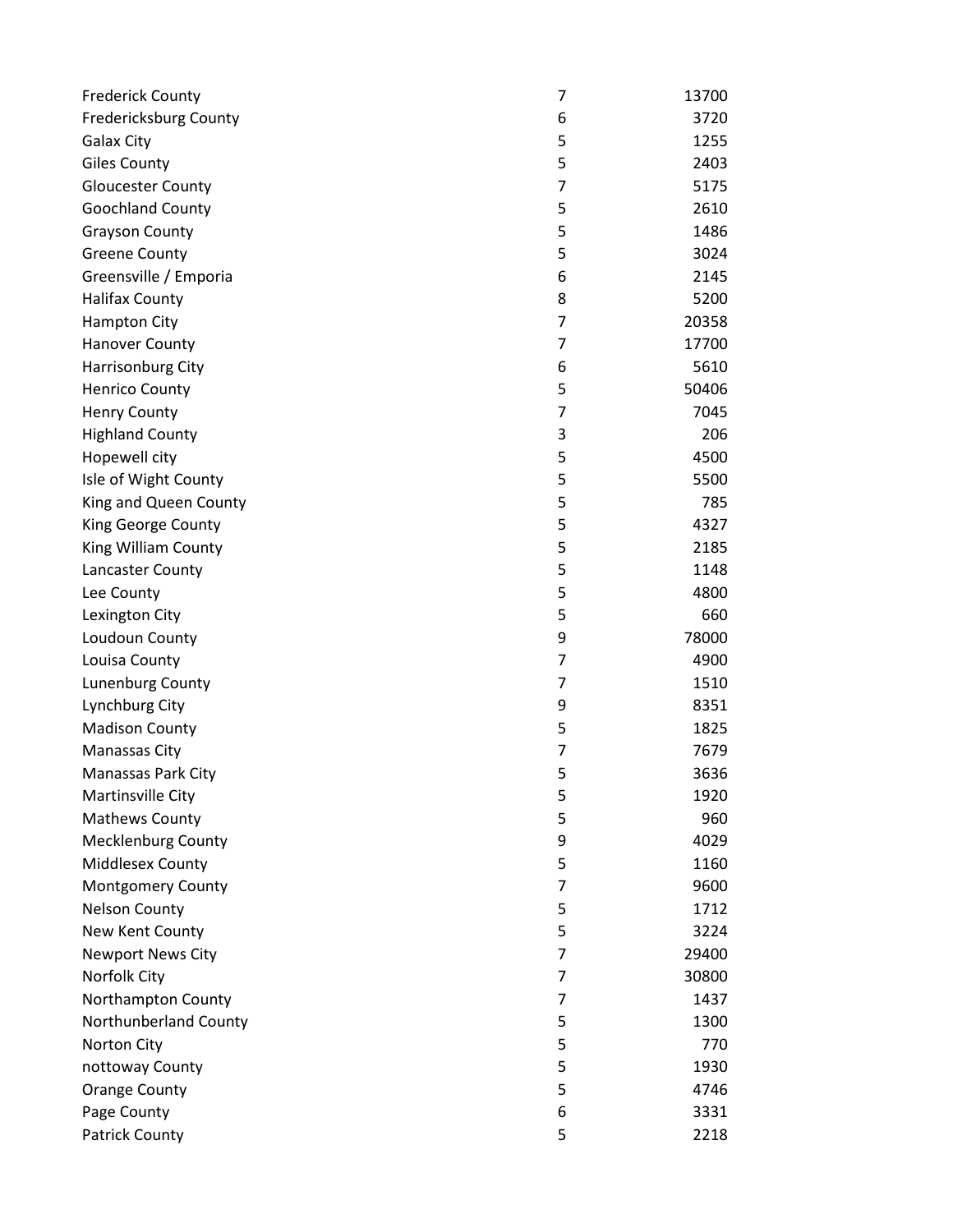| | | |
|---|---|---|
| Frederick County | 7 | 13700 |
| Fredericksburg County | 6 | 3720 |
| Galax City | 5 | 1255 |
| Giles County | 5 | 2403 |
| Gloucester County | 7 | 5175 |
| Goochland County | 5 | 2610 |
| Grayson County | 5 | 1486 |
| Greene County | 5 | 3024 |
| Greensville / Emporia | 6 | 2145 |
| Halifax County | 8 | 5200 |
| Hampton City | 7 | 20358 |
| Hanover County | 7 | 17700 |
| Harrisonburg City | 6 | 5610 |
| Henrico County | 5 | 50406 |
| Henry County | 7 | 7045 |
| Highland County | 3 | 206 |
| Hopewell city | 5 | 4500 |
| Isle of Wight County | 5 | 5500 |
| King and Queen County | 5 | 785 |
| King George County | 5 | 4327 |
| King William County | 5 | 2185 |
| Lancaster County | 5 | 1148 |
| Lee County | 5 | 4800 |
| Lexington City | 5 | 660 |
| Loudoun County | 9 | 78000 |
| Louisa County | 7 | 4900 |
| Lunenburg County | 7 | 1510 |
| Lynchburg City | 9 | 8351 |
| Madison County | 5 | 1825 |
| Manassas City | 7 | 7679 |
| Manassas Park City | 5 | 3636 |
| Martinsville City | 5 | 1920 |
| Mathews County | 5 | 960 |
| Mecklenburg County | 9 | 4029 |
| Middlesex County | 5 | 1160 |
| Montgomery County | 7 | 9600 |
| Nelson County | 5 | 1712 |
| New Kent County | 5 | 3224 |
| Newport News City | 7 | 29400 |
| Norfolk City | 7 | 30800 |
| Northampton County | 7 | 1437 |
| Northunberland County | 5 | 1300 |
| Norton City | 5 | 770 |
| nottoway County | 5 | 1930 |
| Orange County | 5 | 4746 |
| Page County | 6 | 3331 |
| Patrick County | 5 | 2218 |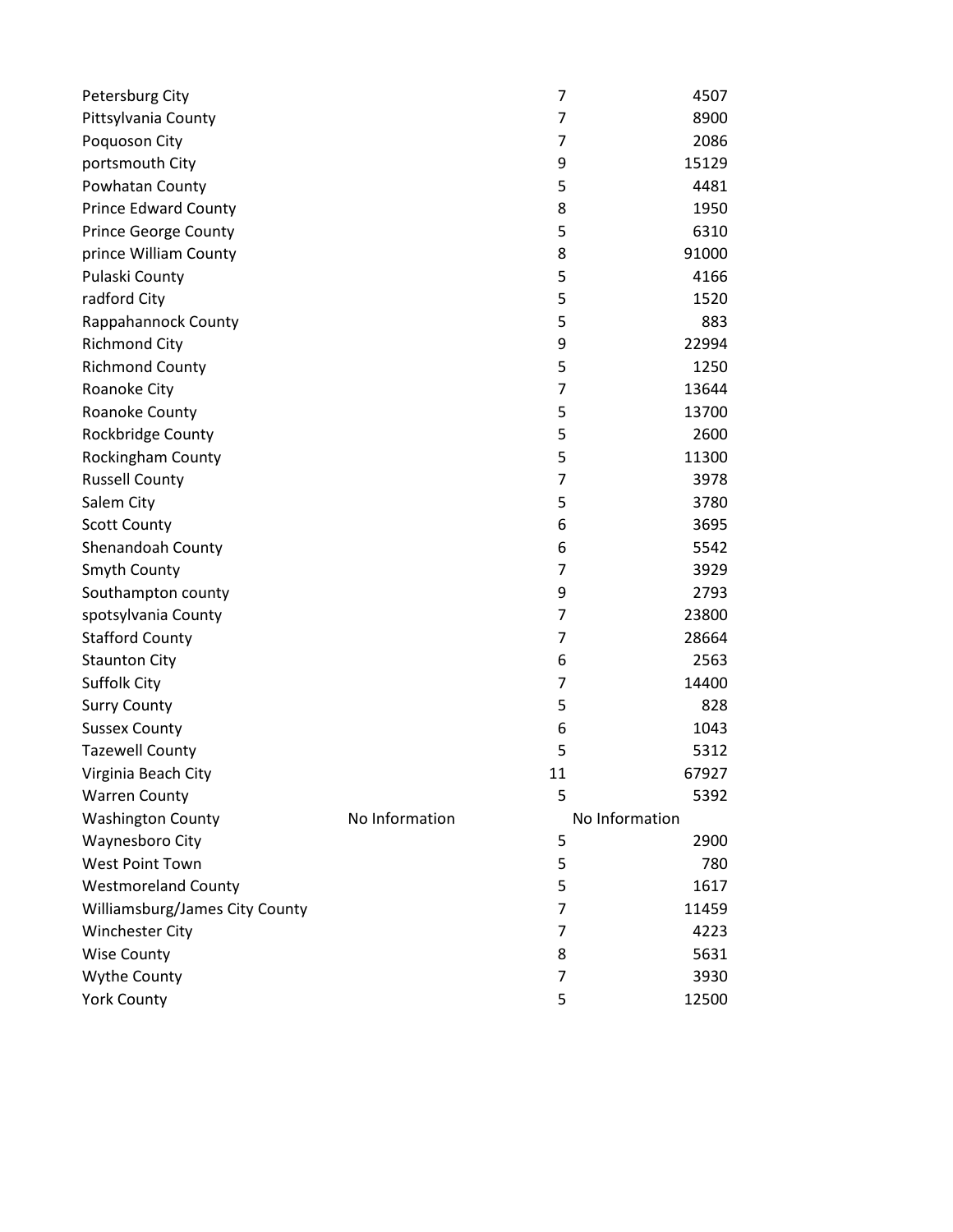| | | | |
|---|---|---|---|
| Petersburg City | | 7 | 4507 |
| Pittsylvania County | | 7 | 8900 |
| Poquoson City | | 7 | 2086 |
| portsmouth City | | 9 | 15129 |
| Powhatan County | | 5 | 4481 |
| Prince Edward County | | 8 | 1950 |
| Prince George County | | 5 | 6310 |
| prince William County | | 8 | 91000 |
| Pulaski County | | 5 | 4166 |
| radford City | | 5 | 1520 |
| Rappahannock County | | 5 | 883 |
| Richmond City | | 9 | 22994 |
| Richmond County | | 5 | 1250 |
| Roanoke City | | 7 | 13644 |
| Roanoke County | | 5 | 13700 |
| Rockbridge County | | 5 | 2600 |
| Rockingham County | | 5 | 11300 |
| Russell County | | 7 | 3978 |
| Salem City | | 5 | 3780 |
| Scott County | | 6 | 3695 |
| Shenandoah County | | 6 | 5542 |
| Smyth County | | 7 | 3929 |
| Southampton county | | 9 | 2793 |
| spotsylvania County | | 7 | 23800 |
| Stafford County | | 7 | 28664 |
| Staunton City | | 6 | 2563 |
| Suffolk City | | 7 | 14400 |
| Surry County | | 5 | 828 |
| Sussex County | | 6 | 1043 |
| Tazewell County | | 5 | 5312 |
| Virginia Beach City | | 11 | 67927 |
| Warren County | | 5 | 5392 |
| Washington County | No Information | | No Information |
| Waynesboro City | | 5 | 2900 |
| West Point Town | | 5 | 780 |
| Westmoreland County | | 5 | 1617 |
| Williamsburg/James City County | | 7 | 11459 |
| Winchester City | | 7 | 4223 |
| Wise County | | 8 | 5631 |
| Wythe County | | 7 | 3930 |
| York County | | 5 | 12500 |